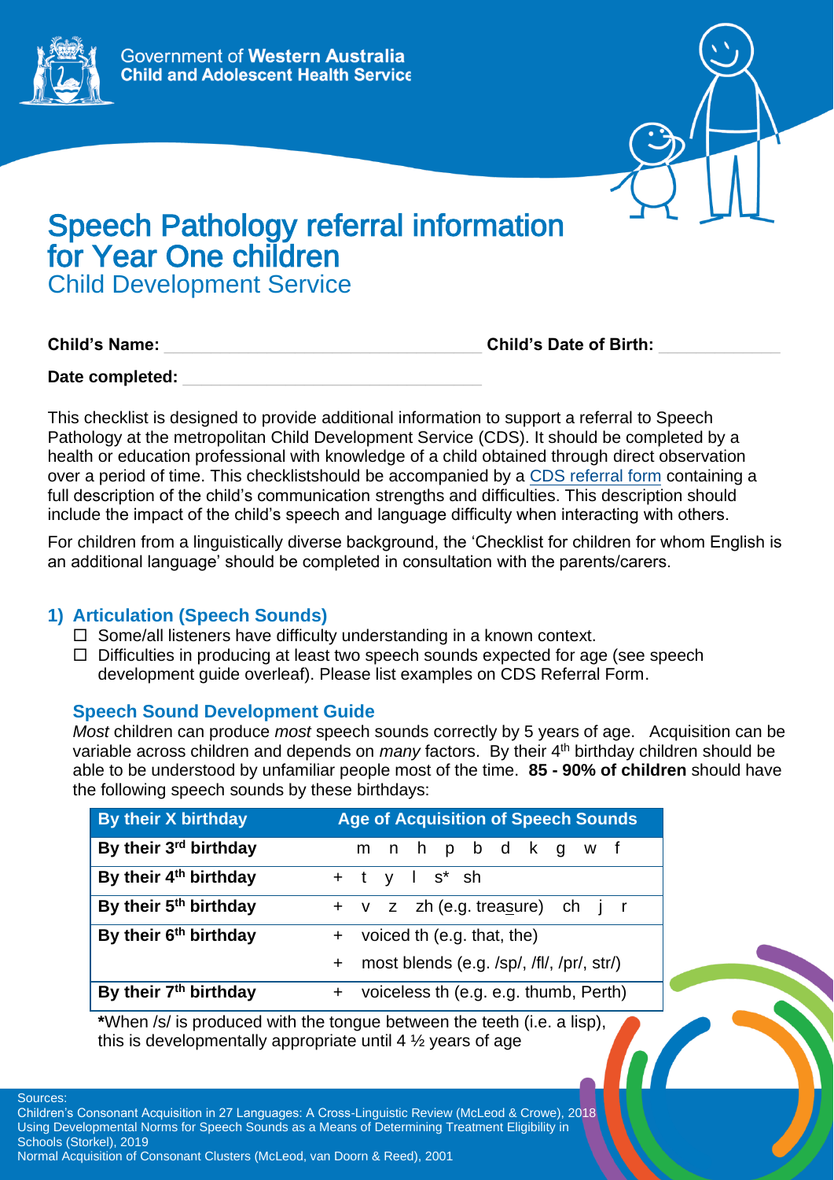Government of **Western Australia**
**Child and Adolescent Health Service**

# Speech Pathology referral information for Year One children

## Child Development Service

**Child's Name:** ______________________ **Child's Date of Birth:** ____________

**Date completed:** ______________________

This checklist is designed to provide additional information to support a referral to Speech Pathology at the metropolitan Child Development Service (CDS). It should be completed by a health or education professional with knowledge of a child obtained through direct observation over a period of time. This checklistshould be accompanied by a CDS referral form containing a full description of the child's communication strengths and difficulties. This description should include the impact of the child's speech and language difficulty when interacting with others.

For children from a linguistically diverse background, the 'Checklist for children for whom English is an additional language' should be completed in consultation with the parents/carers.

### 1) Articulation (Speech Sounds)

- ☐ Some/all listeners have difficulty understanding in a known context.
- ☐ Difficulties in producing at least two speech sounds expected for age (see speech development guide overleaf). Please list examples on CDS Referral Form.

### Speech Sound Development Guide

*Most* children can produce *most* speech sounds correctly by 5 years of age. Acquisition can be variable across children and depends on *many* factors. By their 4th birthday children should be able to be understood by unfamiliar people most of the time. **85 - 90% of children** should have the following speech sounds by these birthdays:

| By their X birthday | Age of Acquisition of Speech Sounds |
|---|---|
| **By their 3rd birthday** | m n h p b d k g w f |
| **By their 4th birthday** | + t y l s* sh |
| **By their 5th birthday** | + v z zh (e.g. treasure) ch j r |
| **By their 6th birthday** | + voiced th (e.g. that, the) |
| | + most blends (e.g. /sp/, /fl/, /pr/, str/) |
| **By their 7th birthday** | + voiceless th (e.g. e.g. thumb, Perth) |

***When /s/ is produced with the tongue between the teeth (i.e. a lisp), this is developmentally appropriate until 4 ½ years of age

Sources:
Children's Consonant Acquisition in 27 Languages: A Cross-Linguistic Review (McLeod & Crowe), 2018
Using Developmental Norms for Speech Sounds as a Means of Determining Treatment Eligibility in Schools (Storkel), 2019
Normal Acquisition of Consonant Clusters (McLeod, van Doorn & Reed), 2001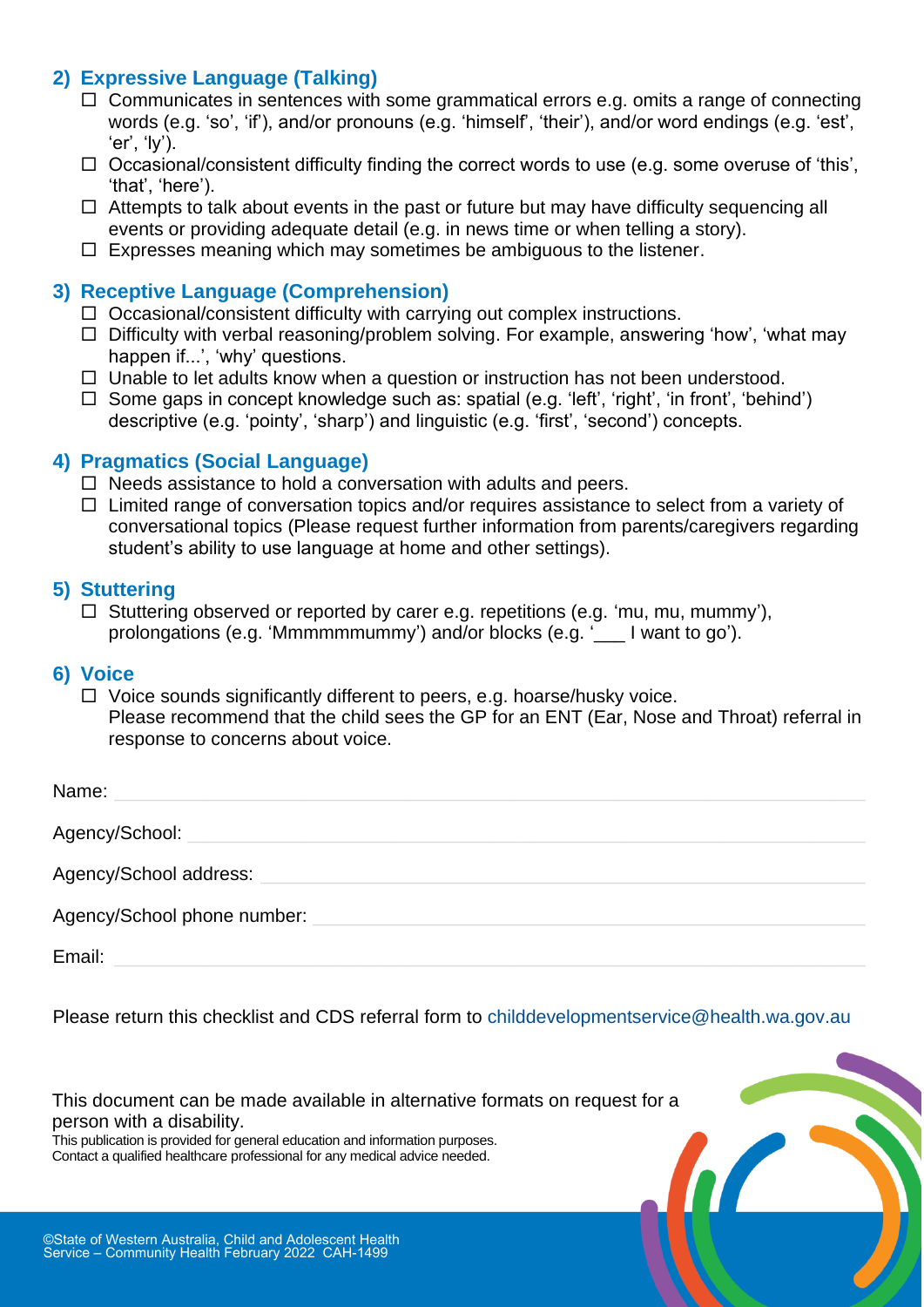## 2) Expressive Language (Talking)

- ☐ Communicates in sentences with some grammatical errors e.g. omits a range of connecting words (e.g. 'so', 'if'), and/or pronouns (e.g. 'himself', 'their'), and/or word endings (e.g. 'est', 'er', 'ly').
- ☐ Occasional/consistent difficulty finding the correct words to use (e.g. some overuse of 'this', 'that', 'here').
- ☐ Attempts to talk about events in the past or future but may have difficulty sequencing all events or providing adequate detail (e.g. in news time or when telling a story).
- ☐ Expresses meaning which may sometimes be ambiguous to the listener.

## 3) Receptive Language (Comprehension)

- ☐ Occasional/consistent difficulty with carrying out complex instructions.
- ☐ Difficulty with verbal reasoning/problem solving. For example, answering 'how', 'what may happen if...', 'why' questions.
- ☐ Unable to let adults know when a question or instruction has not been understood.
- ☐ Some gaps in concept knowledge such as: spatial (e.g. 'left', 'right', 'in front', 'behind') descriptive (e.g. 'pointy', 'sharp') and linguistic (e.g. 'first', 'second') concepts.

## 4) Pragmatics (Social Language)

- ☐ Needs assistance to hold a conversation with adults and peers.
- ☐ Limited range of conversation topics and/or requires assistance to select from a variety of conversational topics (Please request further information from parents/caregivers regarding student's ability to use language at home and other settings).

## 5) Stuttering

- ☐ Stuttering observed or reported by carer e.g. repetitions (e.g. 'mu, mu, mummy'), prolongations (e.g. 'Mmmmmmummy') and/or blocks (e.g. '___ I want to go').

## 6) Voice

- ☐ Voice sounds significantly different to peers, e.g. hoarse/husky voice.
  Please recommend that the child sees the GP for an ENT (Ear, Nose and Throat) referral in response to concerns about voice.

Name: ____________________

Agency/School: ____________________

Agency/School address: ____________________

Agency/School phone number: ____________________

Email: ____________________

Please return this checklist and CDS referral form to childdevelopmentservice@health.wa.gov.au

This document can be made available in alternative formats on request for a person with a disability.

This publication is provided for general education and information purposes.
Contact a qualified healthcare professional for any medical advice needed.

©State of Western Australia, Child and Adolescent Health Service – Community Health February 2022 CAH-1499